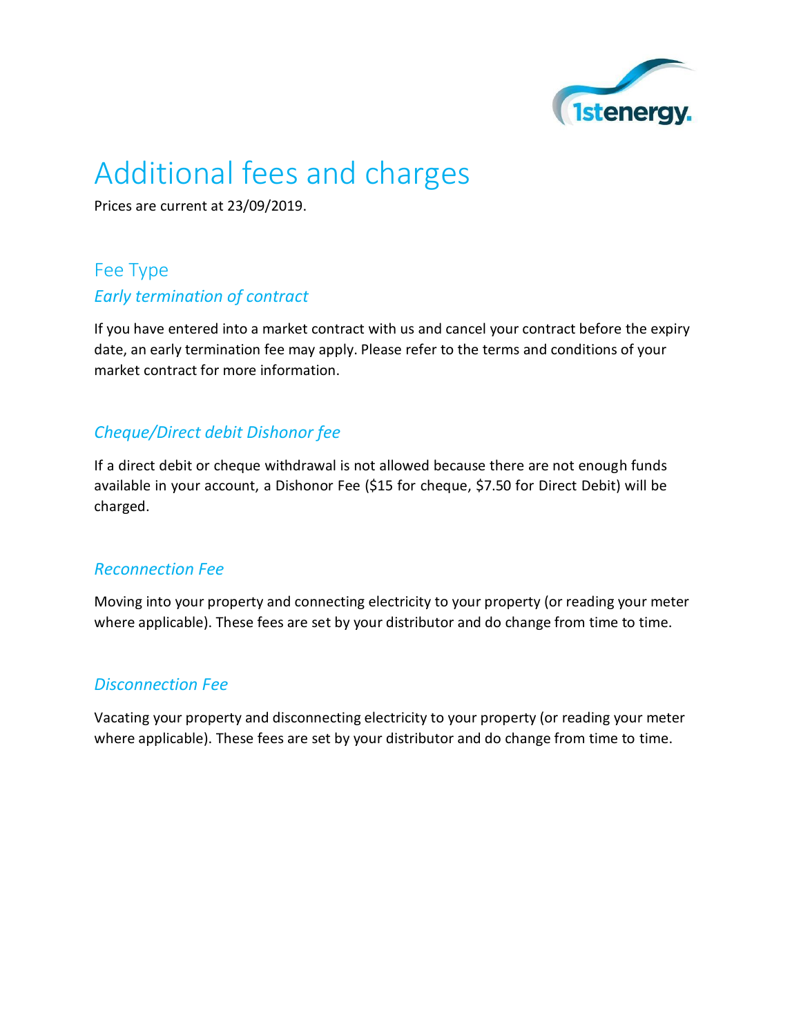# Additional fees and charges

Prices are current at 23/09/2019.

## Fee Type

### *Early termination of contract*

If you have entered into a market contract with us and cancel your contract before the expiry date, an early termination fee may apply. Please refer to the terms and conditions of your market contract for more information.

### *Cheque/Direct debit Dishonor fee*

If a direct debit or cheque withdrawal is not allowed because there are not enough funds available in your account, a Dishonor Fee ($15 for cheque, $7.50 for Direct Debit) will be charged.

### *Reconnection Fee*

Moving into your property and connecting electricity to your property (or reading your meter where applicable). These fees are set by your distributor and do change from time to time.

### *Disconnection Fee*

Vacating your property and disconnecting electricity to your property (or reading your meter where applicable). These fees are set by your distributor and do change from time to time.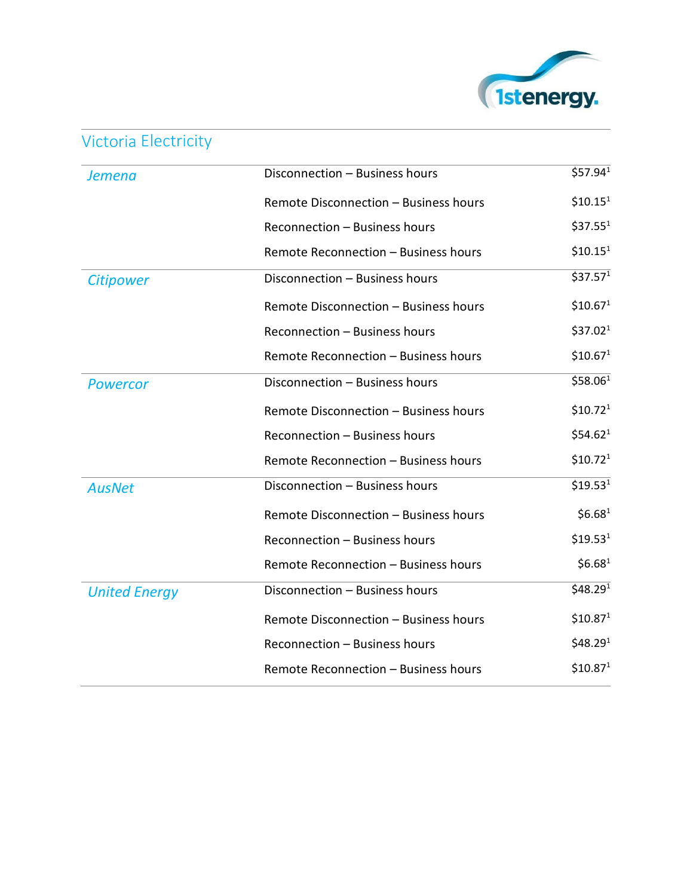## Victoria Electricity

| | | |
|---|---|---|
| *Jemena* | Disconnection – Business hours | $57.94[1] |
| | Remote Disconnection – Business hours | $10.15[1] |
| | Reconnection – Business hours | $37.55[1] |
| | Remote Reconnection – Business hours | $10.15[1] |
| *Citipower* | Disconnection – Business hours | $37.57[1] |
| | Remote Disconnection – Business hours | $10.67[1] |
| | Reconnection – Business hours | $37.02[1] |
| | Remote Reconnection – Business hours | $10.67[1] |
| *Powercor* | Disconnection – Business hours | $58.06[1] |
| | Remote Disconnection – Business hours | $10.72[1] |
| | Reconnection – Business hours | $54.62[1] |
| | Remote Reconnection – Business hours | $10.72[1] |
| *AusNet* | Disconnection – Business hours | $19.53[1] |
| | Remote Disconnection – Business hours | $6.68[1] |
| | Reconnection – Business hours | $19.53[1] |
| | Remote Reconnection – Business hours | $6.68[1] |
| *United Energy* | Disconnection – Business hours | $48.29[1] |
| | Remote Disconnection – Business hours | $10.87[1] |
| | Reconnection – Business hours | $48.29[1] |
| | Remote Reconnection – Business hours | $10.87[1] |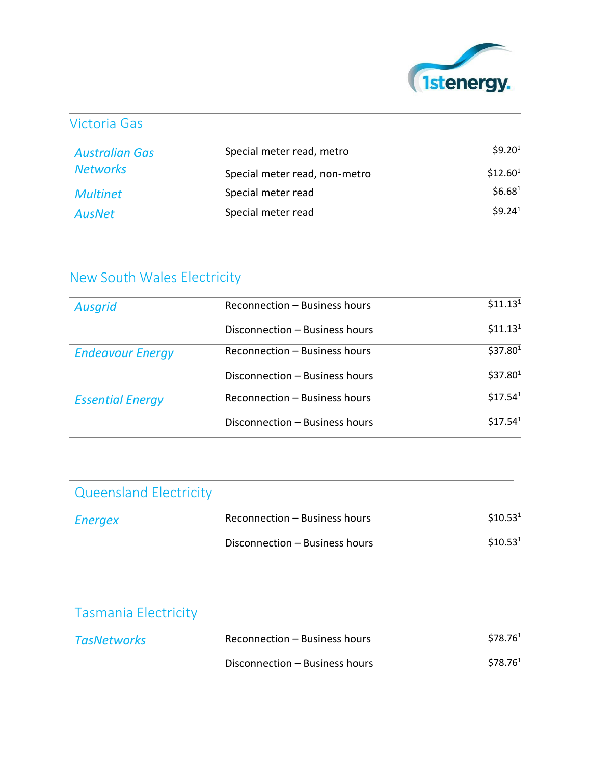## Victoria Gas

| | | |
|---|---|---|
| *Australian Gas Networks* | Special meter read, metro | $9.20[1] |
| | Special meter read, non-metro | $12.60[1] |
| *Multinet* | Special meter read | $6.68[1] |
| *AusNet* | Special meter read | $9.24[1] |

## New South Wales Electricity

| | | |
|---|---|---|
| *Ausgrid* | Reconnection – Business hours | $11.13[1] |
| | Disconnection – Business hours | $11.13[1] |
| *Endeavour Energy* | Reconnection – Business hours | $37.80[1] |
| | Disconnection – Business hours | $37.80[1] |
| *Essential Energy* | Reconnection – Business hours | $17.54[1] |
| | Disconnection – Business hours | $17.54[1] |

## Queensland Electricity

| | | |
|---|---|---|
| *Energex* | Reconnection – Business hours | $10.53[1] |
| | Disconnection – Business hours | $10.53[1] |

## Tasmania Electricity

| | | |
|---|---|---|
| *TasNetworks* | Reconnection – Business hours | $78.76[1] |
| | Disconnection – Business hours | $78.76[1] |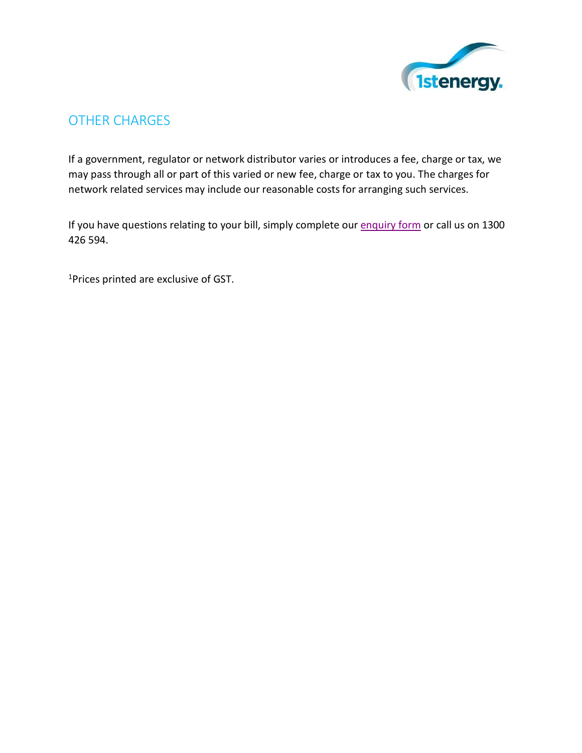## OTHER CHARGES

If a government, regulator or network distributor varies or introduces a fee, charge or tax, we may pass through all or part of this varied or new fee, charge or tax to you. The charges for network related services may include our reasonable costs for arranging such services.

If you have questions relating to your bill, simply complete our enquiry form or call us on 1300 426 594.

[1]Prices printed are exclusive of GST.